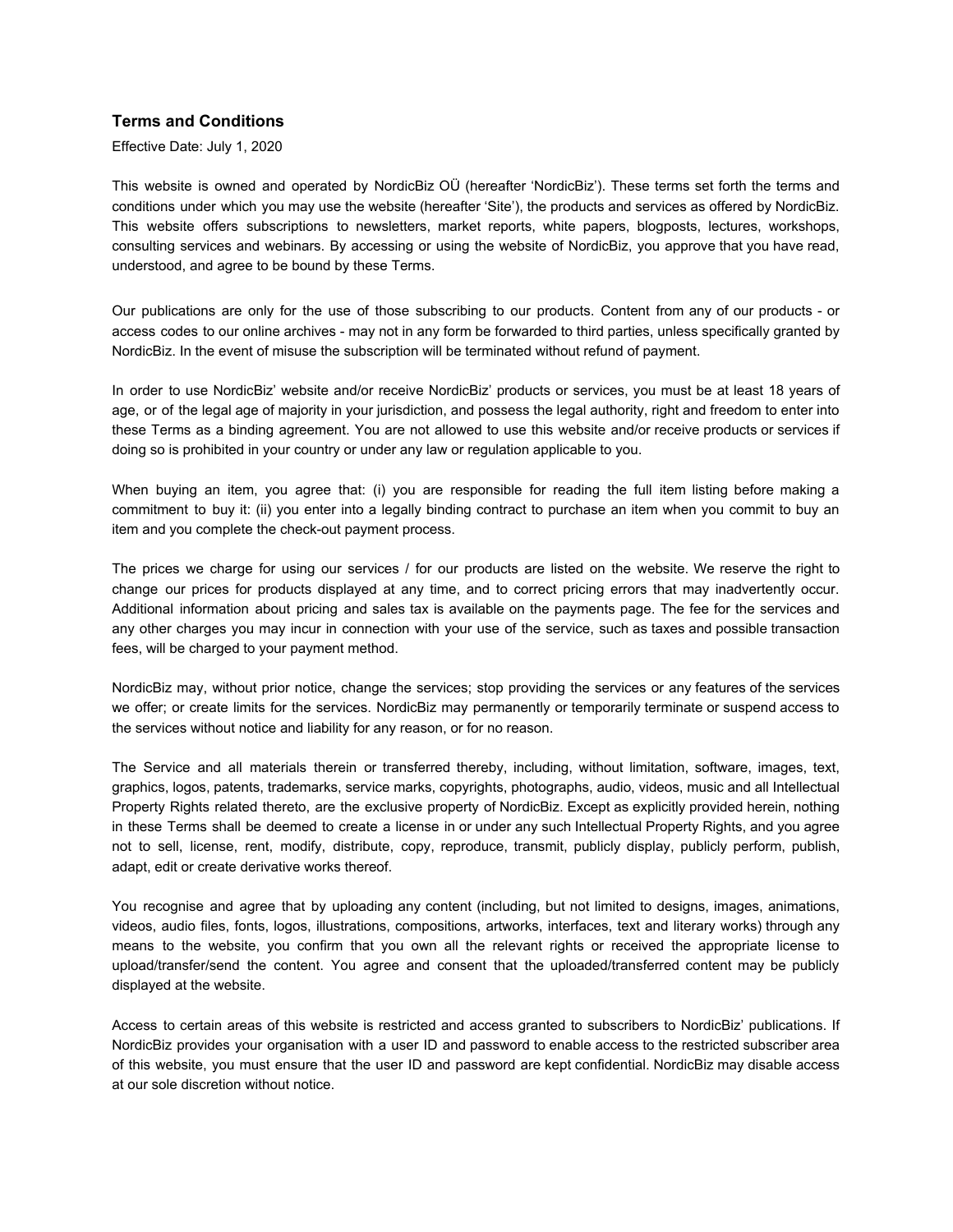## Terms and Conditions

Effective Date: July 1, 2020

This website is owned and operated by NordicBiz OÜ (hereafter 'NordicBiz'). These terms set forth the terms and conditions under which you may use the website (hereafter 'Site'), the products and services as offered by NordicBiz. This website offers subscriptions to newsletters, market reports, white papers, blogposts, lectures, workshops, consulting services and webinars. By accessing or using the website of NordicBiz, you approve that you have read, understood, and agree to be bound by these Terms.

Our publications are only for the use of those subscribing to our products. Content from any of our products - or access codes to our online archives - may not in any form be forwarded to third parties, unless specifically granted by NordicBiz. In the event of misuse the subscription will be terminated without refund of payment.

In order to use NordicBiz' website and/or receive NordicBiz' products or services, you must be at least 18 years of age, or of the legal age of majority in your jurisdiction, and possess the legal authority, right and freedom to enter into these Terms as a binding agreement. You are not allowed to use this website and/or receive products or services if doing so is prohibited in your country or under any law or regulation applicable to you.

When buying an item, you agree that: (i) you are responsible for reading the full item listing before making a commitment to buy it: (ii) you enter into a legally binding contract to purchase an item when you commit to buy an item and you complete the check-out payment process.

The prices we charge for using our services / for our products are listed on the website. We reserve the right to change our prices for products displayed at any time, and to correct pricing errors that may inadvertently occur. Additional information about pricing and sales tax is available on the payments page. The fee for the services and any other charges you may incur in connection with your use of the service, such as taxes and possible transaction fees, will be charged to your payment method.

NordicBiz may, without prior notice, change the services; stop providing the services or any features of the services we offer; or create limits for the services. NordicBiz may permanently or temporarily terminate or suspend access to the services without notice and liability for any reason, or for no reason.

The Service and all materials therein or transferred thereby, including, without limitation, software, images, text, graphics, logos, patents, trademarks, service marks, copyrights, photographs, audio, videos, music and all Intellectual Property Rights related thereto, are the exclusive property of NordicBiz. Except as explicitly provided herein, nothing in these Terms shall be deemed to create a license in or under any such Intellectual Property Rights, and you agree not to sell, license, rent, modify, distribute, copy, reproduce, transmit, publicly display, publicly perform, publish, adapt, edit or create derivative works thereof.

You recognise and agree that by uploading any content (including, but not limited to designs, images, animations, videos, audio files, fonts, logos, illustrations, compositions, artworks, interfaces, text and literary works) through any means to the website, you confirm that you own all the relevant rights or received the appropriate license to upload/transfer/send the content. You agree and consent that the uploaded/transferred content may be publicly displayed at the website.

Access to certain areas of this website is restricted and access granted to subscribers to NordicBiz' publications. If NordicBiz provides your organisation with a user ID and password to enable access to the restricted subscriber area of this website, you must ensure that the user ID and password are kept confidential. NordicBiz may disable access at our sole discretion without notice.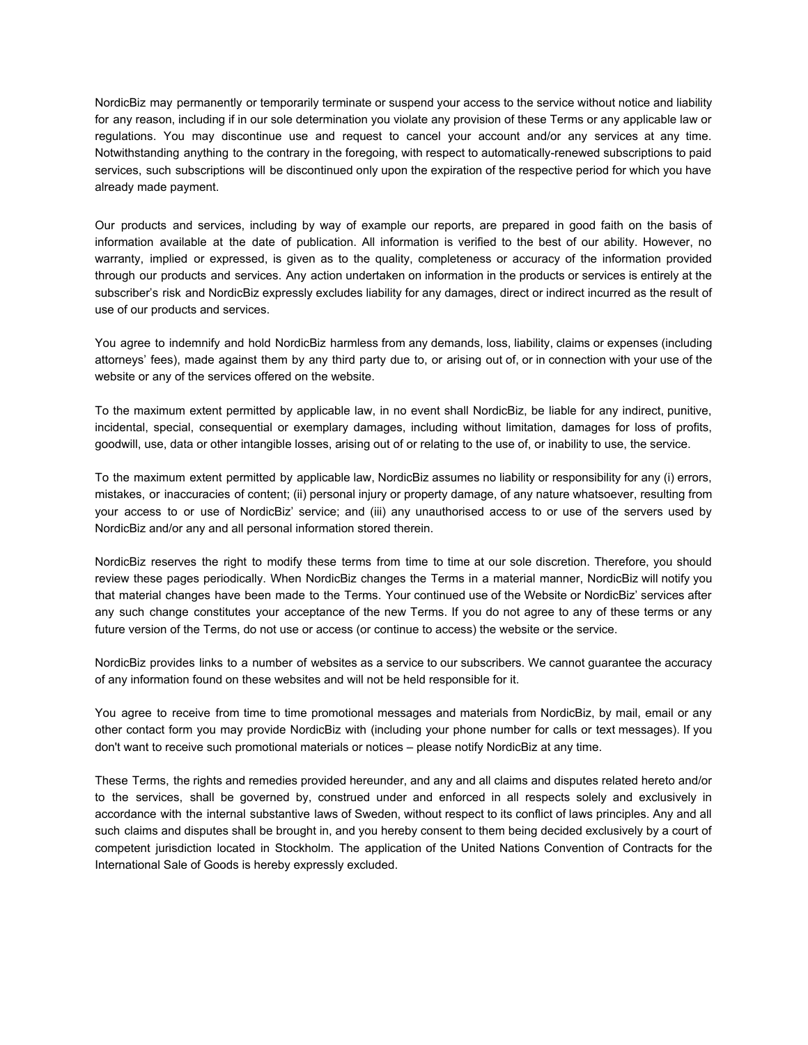NordicBiz may permanently or temporarily terminate or suspend your access to the service without notice and liability for any reason, including if in our sole determination you violate any provision of these Terms or any applicable law or regulations. You may discontinue use and request to cancel your account and/or any services at any time. Notwithstanding anything to the contrary in the foregoing, with respect to automatically-renewed subscriptions to paid services, such subscriptions will be discontinued only upon the expiration of the respective period for which you have already made payment.

Our products and services, including by way of example our reports, are prepared in good faith on the basis of information available at the date of publication. All information is verified to the best of our ability. However, no warranty, implied or expressed, is given as to the quality, completeness or accuracy of the information provided through our products and services. Any action undertaken on information in the products or services is entirely at the subscriber's risk and NordicBiz expressly excludes liability for any damages, direct or indirect incurred as the result of use of our products and services.

You agree to indemnify and hold NordicBiz harmless from any demands, loss, liability, claims or expenses (including attorneys' fees), made against them by any third party due to, or arising out of, or in connection with your use of the website or any of the services offered on the website.

To the maximum extent permitted by applicable law, in no event shall NordicBiz, be liable for any indirect, punitive, incidental, special, consequential or exemplary damages, including without limitation, damages for loss of profits, goodwill, use, data or other intangible losses, arising out of or relating to the use of, or inability to use, the service.

To the maximum extent permitted by applicable law, NordicBiz assumes no liability or responsibility for any (i) errors, mistakes, or inaccuracies of content; (ii) personal injury or property damage, of any nature whatsoever, resulting from your access to or use of NordicBiz' service; and (iii) any unauthorised access to or use of the servers used by NordicBiz and/or any and all personal information stored therein.

NordicBiz reserves the right to modify these terms from time to time at our sole discretion. Therefore, you should review these pages periodically. When NordicBiz changes the Terms in a material manner, NordicBiz will notify you that material changes have been made to the Terms. Your continued use of the Website or NordicBiz' services after any such change constitutes your acceptance of the new Terms. If you do not agree to any of these terms or any future version of the Terms, do not use or access (or continue to access) the website or the service.

NordicBiz provides links to a number of websites as a service to our subscribers. We cannot guarantee the accuracy of any information found on these websites and will not be held responsible for it.

You agree to receive from time to time promotional messages and materials from NordicBiz, by mail, email or any other contact form you may provide NordicBiz with (including your phone number for calls or text messages). If you don't want to receive such promotional materials or notices – please notify NordicBiz at any time.

These Terms, the rights and remedies provided hereunder, and any and all claims and disputes related hereto and/or to the services, shall be governed by, construed under and enforced in all respects solely and exclusively in accordance with the internal substantive laws of Sweden, without respect to its conflict of laws principles. Any and all such claims and disputes shall be brought in, and you hereby consent to them being decided exclusively by a court of competent jurisdiction located in Stockholm. The application of the United Nations Convention of Contracts for the International Sale of Goods is hereby expressly excluded.